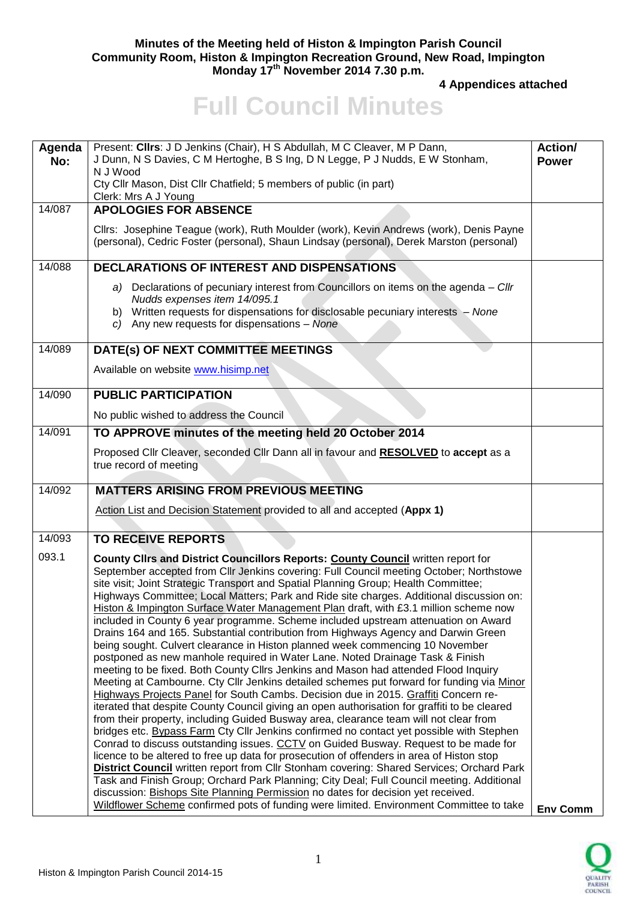**Minutes of the Meeting held of Histon & Impington Parish Council**
**Community Room, Histon & Impington Recreation Ground, New Road, Impington**
**Monday 17th November 2014 7.30 p.m.**

**4 Appendices attached**

# Full Council Minutes

| Agenda No: | Present: **Cllrs**: J D Jenkins (Chair), H S Abdullah, M C Cleaver, M P Dann, J Dunn, N S Davies, C M Hertoghe, B S Ing, D N Legge, P J Nudds, E W Stonham, N J Wood<br>Cty Cllr Mason, Dist Cllr Chatfield; 5 members of public (in part)<br>Clerk: Mrs A J Young | **Action/ Power** |
|---|---|---|
| 14/087 | **APOLOGIES FOR ABSENCE**<br><br>Cllrs: Josephine Teague (work), Ruth Moulder (work), Kevin Andrews (work), Denis Payne (personal), Cedric Foster (personal), Shaun Lindsay (personal), Derek Marston (personal) | |
| 14/088 | **DECLARATIONS OF INTEREST AND DISPENSATIONS**<br><br>a) Declarations of pecuniary interest from Councillors on items on the agenda – *Cllr Nudds expenses item 14/095.1*<br>b) Written requests for dispensations for disclosable pecuniary interests – *None*<br>c) Any new requests for dispensations – *None* | |
| 14/089 | **DATE(s) OF NEXT COMMITTEE MEETINGS**<br><br>Available on website www.hisimp.net | |
| 14/090 | **PUBLIC PARTICIPATION**<br><br>No public wished to address the Council | |
| 14/091 | **TO APPROVE minutes of the meeting held 20 October 2014**<br><br>Proposed Cllr Cleaver, seconded Cllr Dann all in favour and **RESOLVED** to **accept** as a true record of meeting | |
| 14/092 | **MATTERS ARISING FROM PREVIOUS MEETING**<br><br>Action List and Decision Statement provided to all and accepted (**Appx 1)** | |
| 14/093 | **TO RECEIVE REPORTS** | |
| 093.1 | **County Cllrs and District Councillors Reports: County Council** written report for September accepted from Cllr Jenkins covering: Full Council meeting October; Northstowe site visit; Joint Strategic Transport and Spatial Planning Group; Health Committee; Highways Committee; Local Matters; Park and Ride site charges. Additional discussion on: Histon & Impington Surface Water Management Plan draft, with £3.1 million scheme now included in County 6 year programme. Scheme included upstream attenuation on Award Drains 164 and 165. Substantial contribution from Highways Agency and Darwin Green being sought. Culvert clearance in Histon planned week commencing 10 November postponed as new manhole required in Water Lane. Noted Drainage Task & Finish meeting to be fixed. Both County Cllrs Jenkins and Mason had attended Flood Inquiry Meeting at Cambourne. Cty Cllr Jenkins detailed schemes put forward for funding via Minor Highways Projects Panel for South Cambs. Decision due in 2015. Graffiti Concern re-iterated that despite County Council giving an open authorisation for graffiti to be cleared from their property, including Guided Busway area, clearance team will not clear from bridges etc. Bypass Farm Cty Cllr Jenkins confirmed no contact yet possible with Stephen Conrad to discuss outstanding issues. CCTV on Guided Busway. Request to be made for licence to be altered to free up data for prosecution of offenders in area of Histon stop<br>**District Council** written report from Cllr Stonham covering: Shared Services; Orchard Park Task and Finish Group; Orchard Park Planning; City Deal; Full Council meeting. Additional discussion: Bishops Site Planning Permission no dates for decision yet received. Wildflower Scheme confirmed pots of funding were limited. Environment Committee to take | **Env Comm** |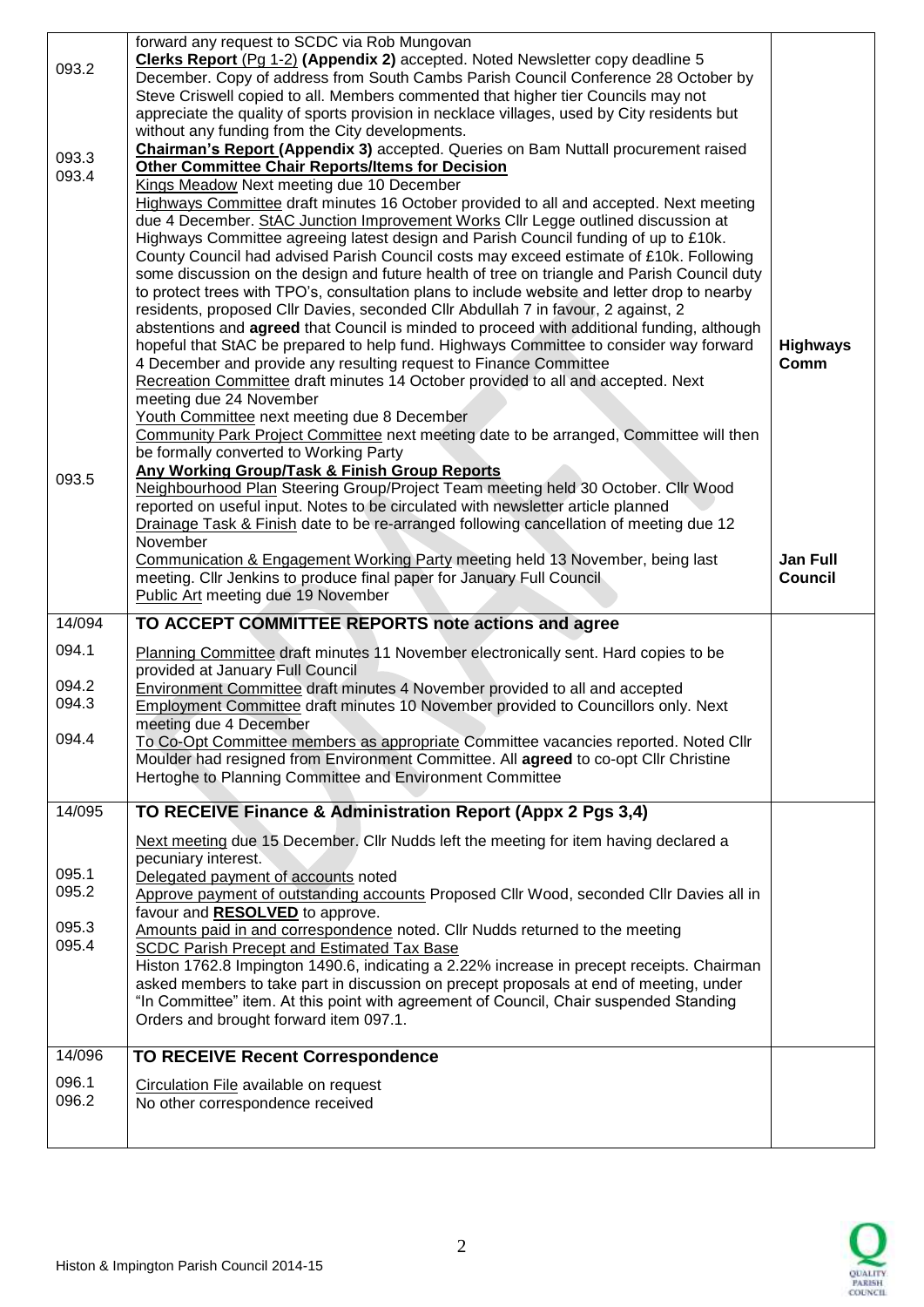| | | |
|---|---|---|
| 093.2<br><br><br><br><br>093.3<br>093.4<br><br><br><br><br><br><br><br><br><br><br><br><br><br><br><br><br><br><br>093.5 | forward any request to SCDC via Rob Mungovan<br>**Clerks Report** (Pg 1-2) **(Appendix 2)** accepted. Noted Newsletter copy deadline 5 December. Copy of address from South Cambs Parish Council Conference 28 October by Steve Criswell copied to all. Members commented that higher tier Councils may not appreciate the quality of sports provision in necklace villages, used by City residents but without any funding from the City developments.<br>**Chairman's Report (Appendix 3)** accepted. Queries on Bam Nuttall procurement raised<br>**Other Committee Chair Reports/Items for Decision**<br>Kings Meadow Next meeting due 10 December<br>Highways Committee draft minutes 16 October provided to all and accepted. Next meeting due 4 December. StAC Junction Improvement Works Cllr Legge outlined discussion at Highways Committee agreeing latest design and Parish Council funding of up to £10k. County Council had advised Parish Council costs may exceed estimate of £10k. Following some discussion on the design and future health of tree on triangle and Parish Council duty to protect trees with TPO's, consultation plans to include website and letter drop to nearby residents, proposed Cllr Davies, seconded Cllr Abdullah 7 in favour, 2 against, 2 abstentions and **agreed** that Council is minded to proceed with additional funding, although hopeful that StAC be prepared to help fund. Highways Committee to consider way forward 4 December and provide any resulting request to Finance Committee<br>Recreation Committee draft minutes 14 October provided to all and accepted. Next meeting due 24 November<br>Youth Committee next meeting due 8 December<br>Community Park Project Committee next meeting date to be arranged, Committee will then be formally converted to Working Party<br>**Any Working Group/Task & Finish Group Reports**<br>Neighbourhood Plan Steering Group/Project Team meeting held 30 October. Cllr Wood reported on useful input. Notes to be circulated with newsletter article planned<br>Drainage Task & Finish date to be re-arranged following cancellation of meeting due 12 November<br>Communication & Engagement Working Party meeting held 13 November, being last meeting. Cllr Jenkins to produce final paper for January Full Council<br>Public Art meeting due 19 November | <br><br><br><br><br><br><br><br><br><br><br><br><br><br><br><br><br><br>**Highways Comm**<br><br><br><br><br><br><br><br><br><br><br><br><br>**Jan Full Council** |
| 14/094 | **TO ACCEPT COMMITTEE REPORTS note actions and agree** | |
| 094.1<br><br>094.2<br>094.3<br><br>094.4 | Planning Committee draft minutes 11 November electronically sent. Hard copies to be provided at January Full Council<br>Environment Committee draft minutes 4 November provided to all and accepted<br>Employment Committee draft minutes 10 November provided to Councillors only. Next meeting due 4 December<br>To Co-Opt Committee members as appropriate Committee vacancies reported. Noted Cllr Moulder had resigned from Environment Committee. All **agreed** to co-opt Cllr Christine Hertoghe to Planning Committee and Environment Committee | |
| 14/095 | **TO RECEIVE Finance & Administration Report (Appx 2 Pgs 3,4)** | |
| <br><br>095.1<br>095.2<br><br>095.3<br>095.4 | Next meeting due 15 December. Cllr Nudds left the meeting for item having declared a pecuniary interest.<br>Delegated payment of accounts noted<br>Approve payment of outstanding accounts Proposed Cllr Wood, seconded Cllr Davies all in favour and **RESOLVED** to approve.<br>Amounts paid in and correspondence noted. Cllr Nudds returned to the meeting<br>SCDC Parish Precept and Estimated Tax Base<br>Histon 1762.8 Impington 1490.6, indicating a 2.22% increase in precept receipts. Chairman asked members to take part in discussion on precept proposals at end of meeting, under "In Committee" item. At this point with agreement of Council, Chair suspended Standing Orders and brought forward item 097.1. | |
| 14/096 | **TO RECEIVE Recent Correspondence** | |
| 096.1<br>096.2 | Circulation File available on request<br>No other correspondence received | |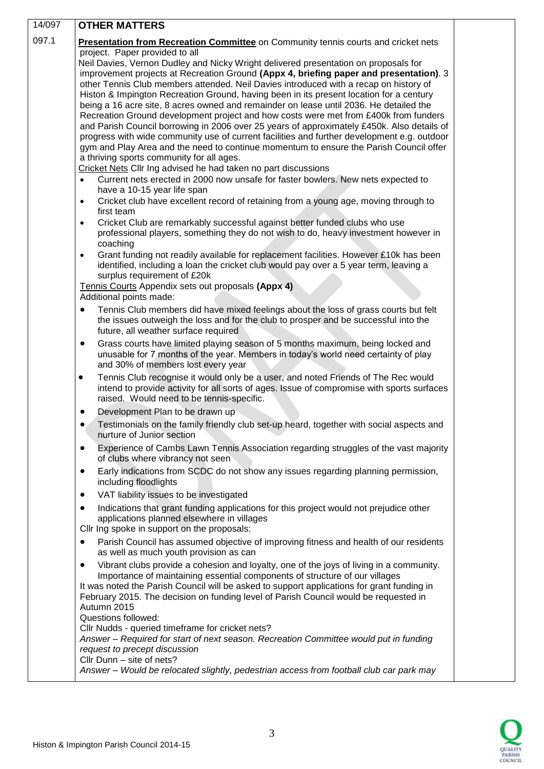| 14/097 | **OTHER MATTERS** | |
|---|---|---|
| 097.1 | **Presentation from Recreation Committee** on Community tennis courts and cricket nets project. Paper provided to all<br>Neil Davies, Vernon Dudley and Nicky Wright delivered presentation on proposals for improvement projects at Recreation Ground **(Appx 4, briefing paper and presentation)**. 3 other Tennis Club members attended. Neil Davies introduced with a recap on history of Histon & Impington Recreation Ground, having been in its present location for a century being a 16 acre site, 8 acres owned and remainder on lease until 2036. He detailed the Recreation Ground development project and how costs were met from £400k from funders and Parish Council borrowing in 2006 over 25 years of approximately £450k. Also details of progress with wide community use of current facilities and further development e.g. outdoor gym and Play Area and the need to continue momentum to ensure the Parish Council offer a thriving sports community for all ages.<br>Cricket Nets Cllr Ing advised he had taken no part discussions<br>• Current nets erected in 2000 now unsafe for faster bowlers. New nets expected to have a 10-15 year life span<br>• Cricket club have excellent record of retaining from a young age, moving through to first team<br>• Cricket Club are remarkably successful against better funded clubs who use professional players, something they do not wish to do, heavy investment however in coaching<br>• Grant funding not readily available for replacement facilities. However £10k has been identified, including a loan the cricket club would pay over a 5 year term, leaving a surplus requirement of £20k<br>Tennis Courts Appendix sets out proposals **(Appx 4)**<br>Additional points made:<br>• Tennis Club members did have mixed feelings about the loss of grass courts but felt the issues outweigh the loss and for the club to prosper and be successful into the future, all weather surface required<br>• Grass courts have limited playing season of 5 months maximum, being locked and unusable for 7 months of the year. Members in today's world need certainty of play and 30% of members lost every year<br>• Tennis Club recognise it would only be a user, and noted Friends of The Rec would intend to provide activity for all sorts of ages. Issue of compromise with sports surfaces raised. Would need to be tennis-specific.<br>• Development Plan to be drawn up<br>• Testimonials on the family friendly club set-up heard, together with social aspects and nurture of Junior section<br>• Experience of Cambs Lawn Tennis Association regarding struggles of the vast majority of clubs where vibrancy not seen<br>• Early indications from SCDC do not show any issues regarding planning permission, including floodlights<br>• VAT liability issues to be investigated<br>• Indications that grant funding applications for this project would not prejudice other applications planned elsewhere in villages<br>Cllr Ing spoke in support on the proposals:<br>• Parish Council has assumed objective of improving fitness and health of our residents as well as much youth provision as can<br>• Vibrant clubs provide a cohesion and loyalty, one of the joys of living in a community. Importance of maintaining essential components of structure of our villages<br>It was noted the Parish Council will be asked to support applications for grant funding in February 2015. The decision on funding level of Parish Council would be requested in Autumn 2015<br>Questions followed:<br>Cllr Nudds - queried timeframe for cricket nets?<br>*Answer – Required for start of next season. Recreation Committee would put in funding request to precept discussion*<br>Cllr Dunn – site of nets?<br>*Answer – Would be relocated slightly, pedestrian access from football club car park may* | |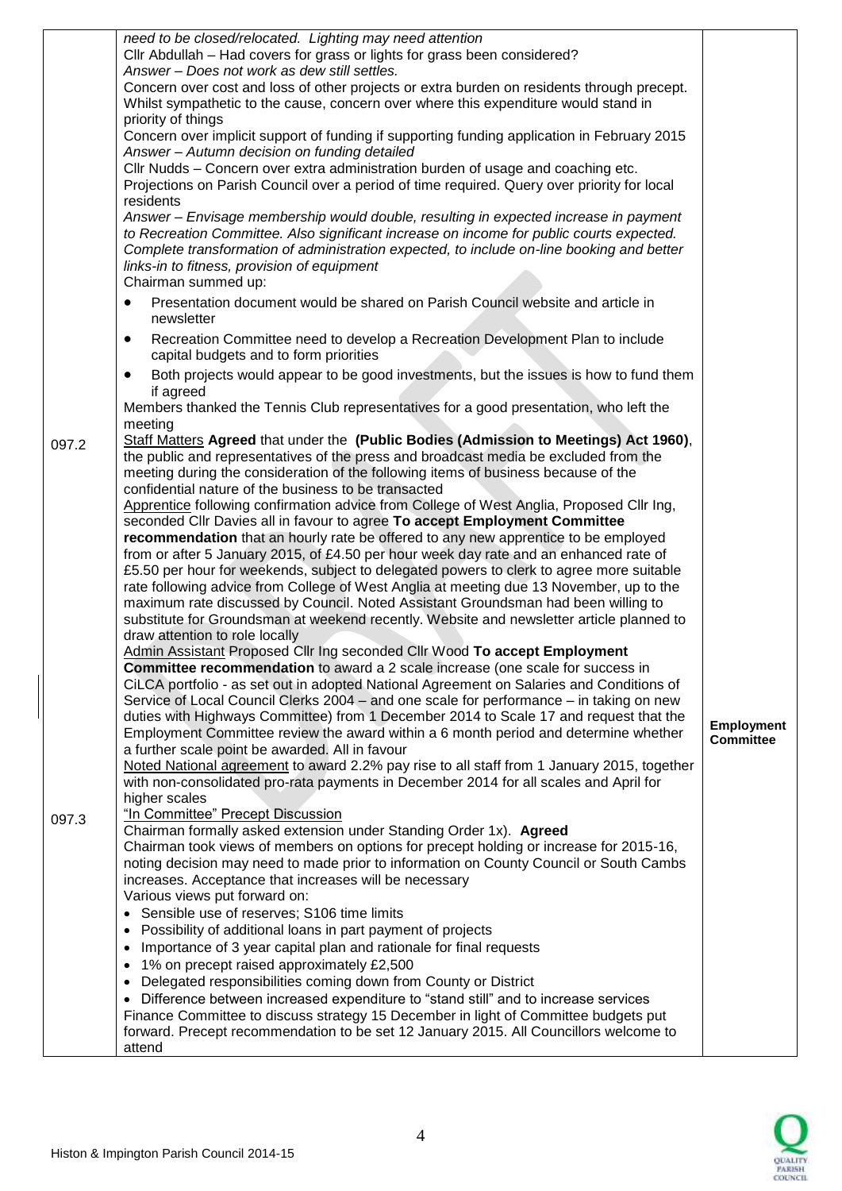| | | |
|---|---|---|
| | *need to be closed/relocated. Lighting may need attention*<br>Cllr Abdullah – Had covers for grass or lights for grass been considered?<br>*Answer – Does not work as dew still settles.*<br>Concern over cost and loss of other projects or extra burden on residents through precept. Whilst sympathetic to the cause, concern over where this expenditure would stand in priority of things<br>Concern over implicit support of funding if supporting funding application in February 2015<br>*Answer – Autumn decision on funding detailed*<br>Cllr Nudds – Concern over extra administration burden of usage and coaching etc. Projections on Parish Council over a period of time required. Query over priority for local residents<br>*Answer – Envisage membership would double, resulting in expected increase in payment to Recreation Committee. Also significant increase on income for public courts expected. Complete transformation of administration expected, to include on-line booking and better links-in to fitness, provision of equipment*<br>Chairman summed up:<br>• Presentation document would be shared on Parish Council website and article in newsletter<br>• Recreation Committee need to develop a Recreation Development Plan to include capital budgets and to form priorities<br>• Both projects would appear to be good investments, but the issues is how to fund them if agreed<br>Members thanked the Tennis Club representatives for a good presentation, who left the meeting | |
| 097.2 | Staff Matters **Agreed** that under the **(Public Bodies (Admission to Meetings) Act 1960)**, the public and representatives of the press and broadcast media be excluded from the meeting during the consideration of the following items of business because of the confidential nature of the business to be transacted<br>Apprentice following confirmation advice from College of West Anglia, Proposed Cllr Ing, seconded Cllr Davies all in favour to agree **To accept Employment Committee recommendation** that an hourly rate be offered to any new apprentice to be employed from or after 5 January 2015, of £4.50 per hour week day rate and an enhanced rate of £5.50 per hour for weekends, subject to delegated powers to clerk to agree more suitable rate following advice from College of West Anglia at meeting due 13 November, up to the maximum rate discussed by Council. Noted Assistant Groundsman had been willing to substitute for Groundsman at weekend recently. Website and newsletter article planned to draw attention to role locally<br>Admin Assistant Proposed Cllr Ing seconded Cllr Wood **To accept Employment Committee recommendation** to award a 2 scale increase (one scale for success in CiLCA portfolio - as set out in adopted National Agreement on Salaries and Conditions of Service of Local Council Clerks 2004 – and one scale for performance – in taking on new duties with Highways Committee) from 1 December 2014 to Scale 17 and request that the Employment Committee review the award within a 6 month period and determine whether a further scale point be awarded. All in favour<br>Noted National agreement to award 2.2% pay rise to all staff from 1 January 2015, together with non-consolidated pro-rata payments in December 2014 for all scales and April for higher scales | **Employment Committee** |
| 097.3 | "In Committee" Precept Discussion<br>Chairman formally asked extension under Standing Order 1x). **Agreed**<br>Chairman took views of members on options for precept holding or increase for 2015-16, noting decision may need to made prior to information on County Council or South Cambs increases. Acceptance that increases will be necessary<br>Various views put forward on:<br>• Sensible use of reserves; S106 time limits<br>• Possibility of additional loans in part payment of projects<br>• Importance of 3 year capital plan and rationale for final requests<br>• 1% on precept raised approximately £2,500<br>• Delegated responsibilities coming down from County or District<br>• Difference between increased expenditure to "stand still" and to increase services<br>Finance Committee to discuss strategy 15 December in light of Committee budgets put forward. Precept recommendation to be set 12 January 2015. All Councillors welcome to attend | |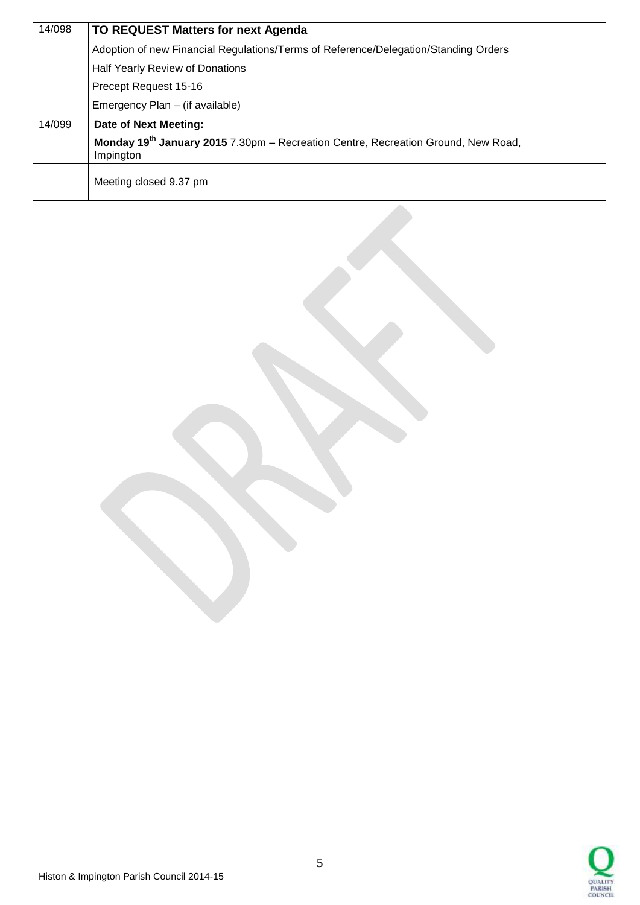| | | |
|---|---|---|
| 14/098 | **TO REQUEST Matters for next Agenda**<br>Adoption of new Financial Regulations/Terms of Reference/Delegation/Standing Orders<br>Half Yearly Review of Donations<br>Precept Request 15-16<br>Emergency Plan – (if available) | |
| 14/099 | **Date of Next Meeting:**<br>**Monday 19th January 2015** 7.30pm – Recreation Centre, Recreation Ground, New Road, Impington | |
| | Meeting closed 9.37 pm | |

DRAFT